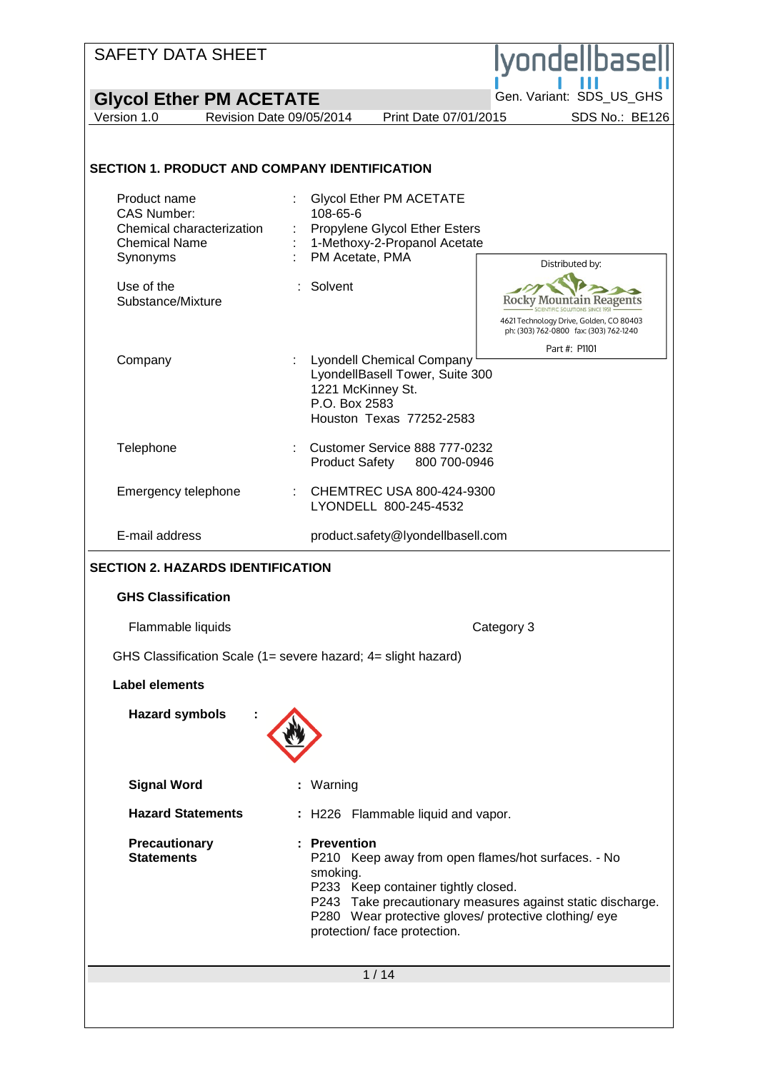SAFETY DATA SHEET

lyondellbasell

# Glycol Ether PM ACETATE

Gen. Variant: SDS_US_GHS

Version 1.0 | Revision Date 09/05/2014 | Print Date 07/01/2015 | SDS No.: BE126

## SECTION 1. PRODUCT AND COMPANY IDENTIFICATION

| | | |
|---|---|---|
| Product name | : | Glycol Ether PM ACETATE |
| CAS Number: | | 108-65-6 |
| Chemical characterization | : | Propylene Glycol Ether Esters |
| Chemical Name | : | 1-Methoxy-2-Propanol Acetate |
| Synonyms | : | PM Acetate, PMA |
| Use of the Substance/Mixture | : | Solvent |
| Company | : | Lyondell Chemical Company<br>LyondellBasell Tower, Suite 300<br>1221 McKinney St.<br>P.O. Box 2583<br>Houston Texas 77252-2583 |
| Telephone | : | Customer Service 888 777-0232<br>Product Safety 800 700-0946 |
| Emergency telephone | : | CHEMTREC USA 800-424-9300<br>LYONDELL 800-245-4532 |
| E-mail address | | product.safety@lyondellbasell.com |

Distributed by:
Rocky Mountain Reagents
SCIENTIFIC SOLUTIONS SINCE 1951
4621 Technology Drive, Golden, CO 80403
ph: (303) 762-0800 fax: (303) 762-1240
Part #: P1101

## SECTION 2. HAZARDS IDENTIFICATION

### GHS Classification

Flammable liquids — Category 3

GHS Classification Scale (1= severe hazard; 4= slight hazard)

### Label elements

**Hazard symbols** :

**Signal Word** : Warning

**Hazard Statements** : H226 Flammable liquid and vapor.

**Precautionary Statements** : **Prevention**

P210 Keep away from open flames/hot surfaces. - No smoking.
P233 Keep container tightly closed.
P243 Take precautionary measures against static discharge.
P280 Wear protective gloves/ protective clothing/ eye protection/ face protection.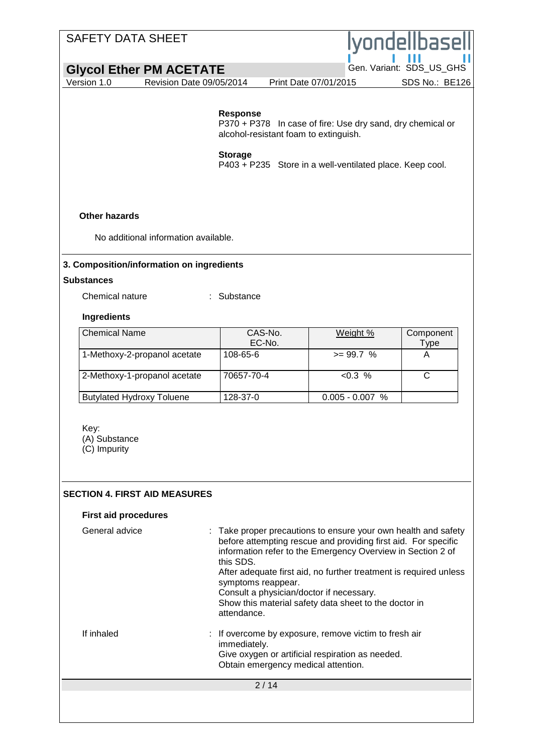**Response**

P370 + P378 In case of fire: Use dry sand, dry chemical or alcohol-resistant foam to extinguish.

**Storage**

P403 + P235 Store in a well-ventilated place. Keep cool.

**Other hazards**

No additional information available.

## 3. Composition/information on ingredients

**Substances**

Chemical nature : Substance

**Ingredients**

| Chemical Name | CAS-No. EC-No. | Weight % | Component Type |
|---|---|---|---|
| 1-Methoxy-2-propanol acetate | 108-65-6 | >= 99.7 % | A |
| 2-Methoxy-1-propanol acetate | 70657-70-4 | <0.3 % | C |
| Butylated Hydroxy Toluene | 128-37-0 | 0.005 - 0.007 % | |

Key:
(A) Substance
(C) Impurity

## SECTION 4. FIRST AID MEASURES

**First aid procedures**

General advice : Take proper precautions to ensure your own health and safety before attempting rescue and providing first aid. For specific information refer to the Emergency Overview in Section 2 of this SDS.
After adequate first aid, no further treatment is required unless symptoms reappear.
Consult a physician/doctor if necessary.
Show this material safety data sheet to the doctor in attendance.

If inhaled : If overcome by exposure, remove victim to fresh air immediately.
Give oxygen or artificial respiration as needed.
Obtain emergency medical attention.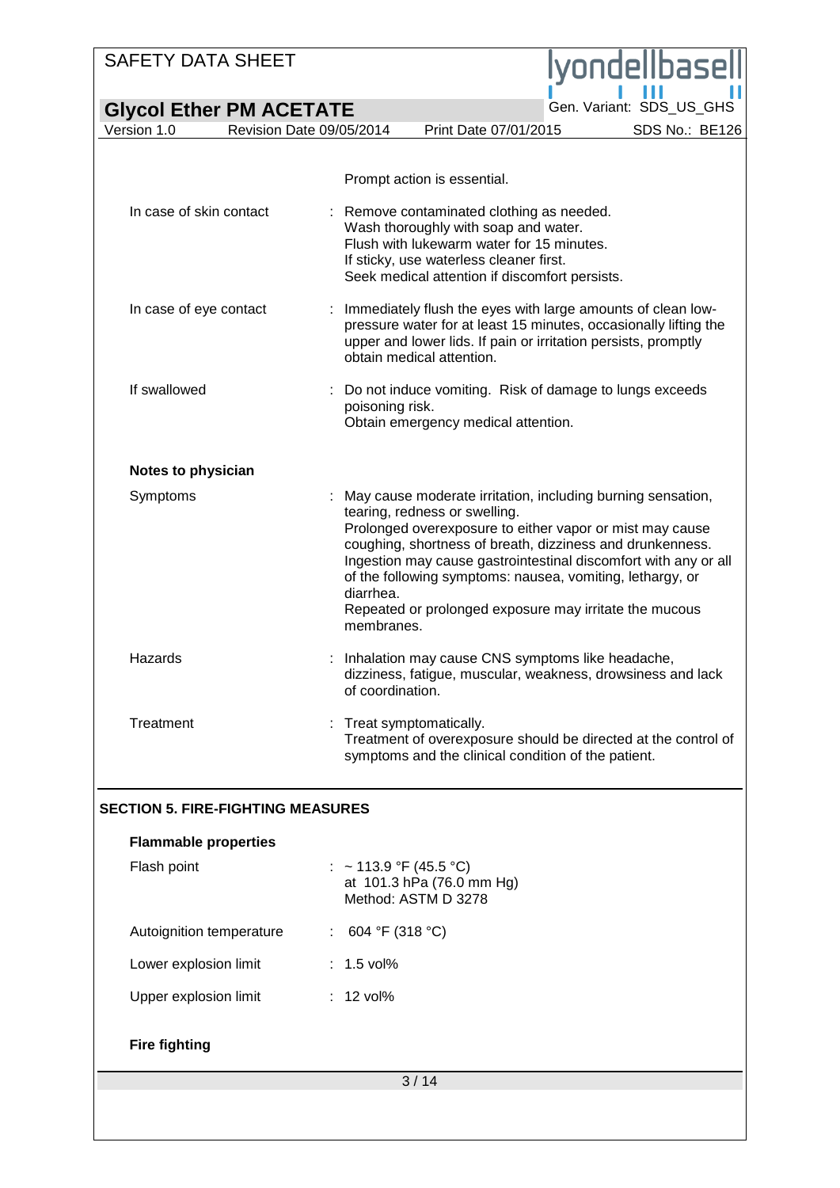Prompt action is essential.

| | |
|---|---|
| In case of skin contact | : Remove contaminated clothing as needed. Wash thoroughly with soap and water. Flush with lukewarm water for 15 minutes. If sticky, use waterless cleaner first. Seek medical attention if discomfort persists. |
| In case of eye contact | : Immediately flush the eyes with large amounts of clean low-pressure water for at least 15 minutes, occasionally lifting the upper and lower lids. If pain or irritation persists, promptly obtain medical attention. |
| If swallowed | : Do not induce vomiting. Risk of damage to lungs exceeds poisoning risk. Obtain emergency medical attention. |

**Notes to physician**

| | |
|---|---|
| Symptoms | : May cause moderate irritation, including burning sensation, tearing, redness or swelling. Prolonged overexposure to either vapor or mist may cause coughing, shortness of breath, dizziness and drunkenness. Ingestion may cause gastrointestinal discomfort with any or all of the following symptoms: nausea, vomiting, lethargy, or diarrhea. Repeated or prolonged exposure may irritate the mucous membranes. |
| Hazards | : Inhalation may cause CNS symptoms like headache, dizziness, fatigue, muscular, weakness, drowsiness and lack of coordination. |
| Treatment | : Treat symptomatically. Treatment of overexposure should be directed at the control of symptoms and the clinical condition of the patient. |

## SECTION 5. FIRE-FIGHTING MEASURES

**Flammable properties**

| | |
|---|---|
| Flash point | : ~ 113.9 °F (45.5 °C) at 101.3 hPa (76.0 mm Hg) Method: ASTM D 3278 |
| Autoignition temperature | : 604 °F (318 °C) |
| Lower explosion limit | : 1.5 vol% |
| Upper explosion limit | : 12 vol% |

**Fire fighting**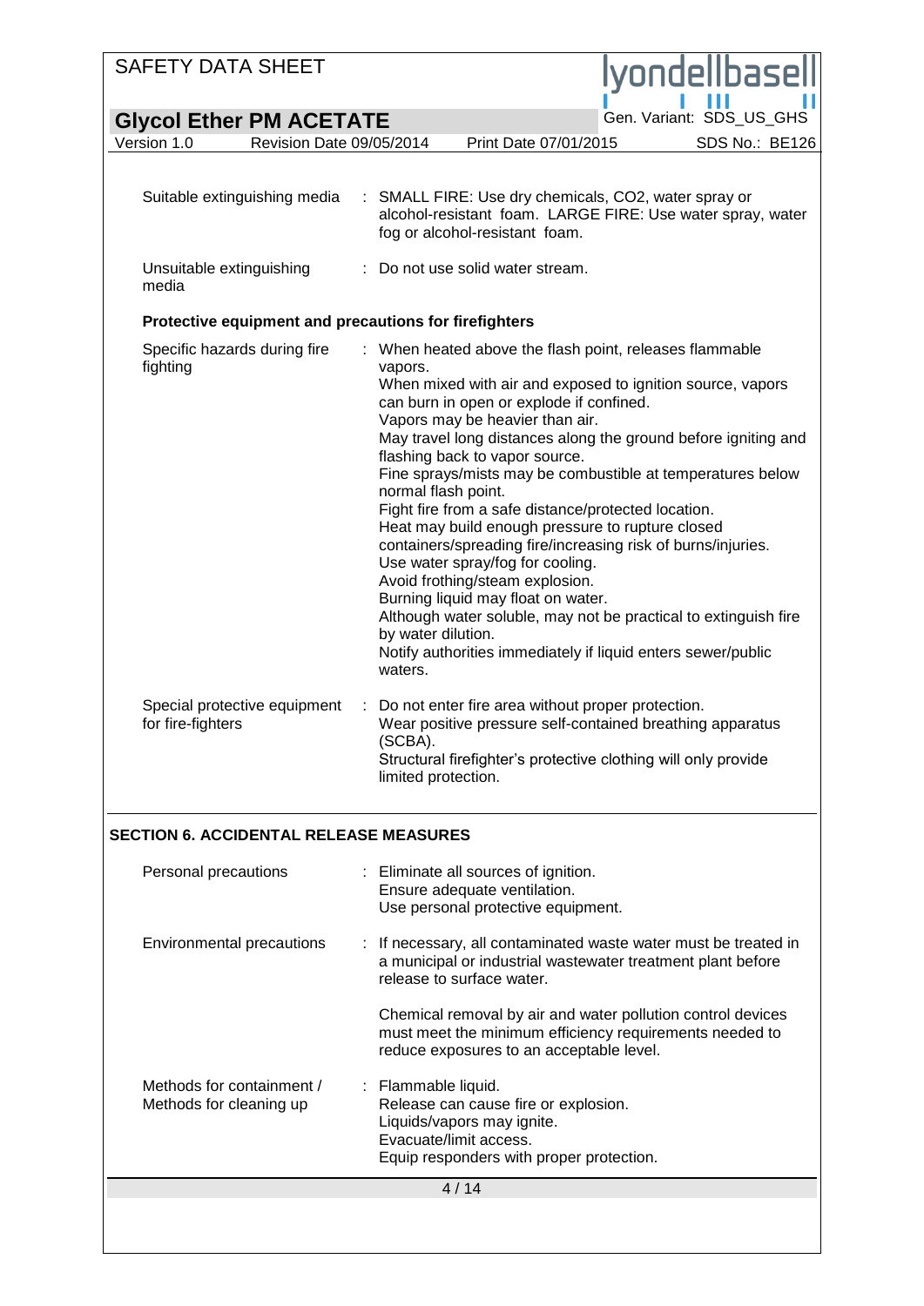| | |
|---|---|
| Suitable extinguishing media | : SMALL FIRE: Use dry chemicals, CO2, water spray or alcohol-resistant foam. LARGE FIRE: Use water spray, water fog or alcohol-resistant foam. |
| Unsuitable extinguishing media | : Do not use solid water stream. |

**Protective equipment and precautions for firefighters**

| | |
|---|---|
| Specific hazards during fire fighting | : When heated above the flash point, releases flammable vapors.<br>When mixed with air and exposed to ignition source, vapors can burn in open or explode if confined.<br>Vapors may be heavier than air.<br>May travel long distances along the ground before igniting and flashing back to vapor source.<br>Fine sprays/mists may be combustible at temperatures below normal flash point.<br>Fight fire from a safe distance/protected location.<br>Heat may build enough pressure to rupture closed containers/spreading fire/increasing risk of burns/injuries.<br>Use water spray/fog for cooling.<br>Avoid frothing/steam explosion.<br>Burning liquid may float on water.<br>Although water soluble, may not be practical to extinguish fire by water dilution.<br>Notify authorities immediately if liquid enters sewer/public waters. |
| Special protective equipment for fire-fighters | : Do not enter fire area without proper protection.<br>Wear positive pressure self-contained breathing apparatus (SCBA).<br>Structural firefighter's protective clothing will only provide limited protection. |

## SECTION 6. ACCIDENTAL RELEASE MEASURES

| | |
|---|---|
| Personal precautions | : Eliminate all sources of ignition.<br>Ensure adequate ventilation.<br>Use personal protective equipment. |
| Environmental precautions | : If necessary, all contaminated waste water must be treated in a municipal or industrial wastewater treatment plant before release to surface water.<br><br>Chemical removal by air and water pollution control devices must meet the minimum efficiency requirements needed to reduce exposures to an acceptable level. |
| Methods for containment / Methods for cleaning up | : Flammable liquid.<br>Release can cause fire or explosion.<br>Liquids/vapors may ignite.<br>Evacuate/limit access.<br>Equip responders with proper protection. |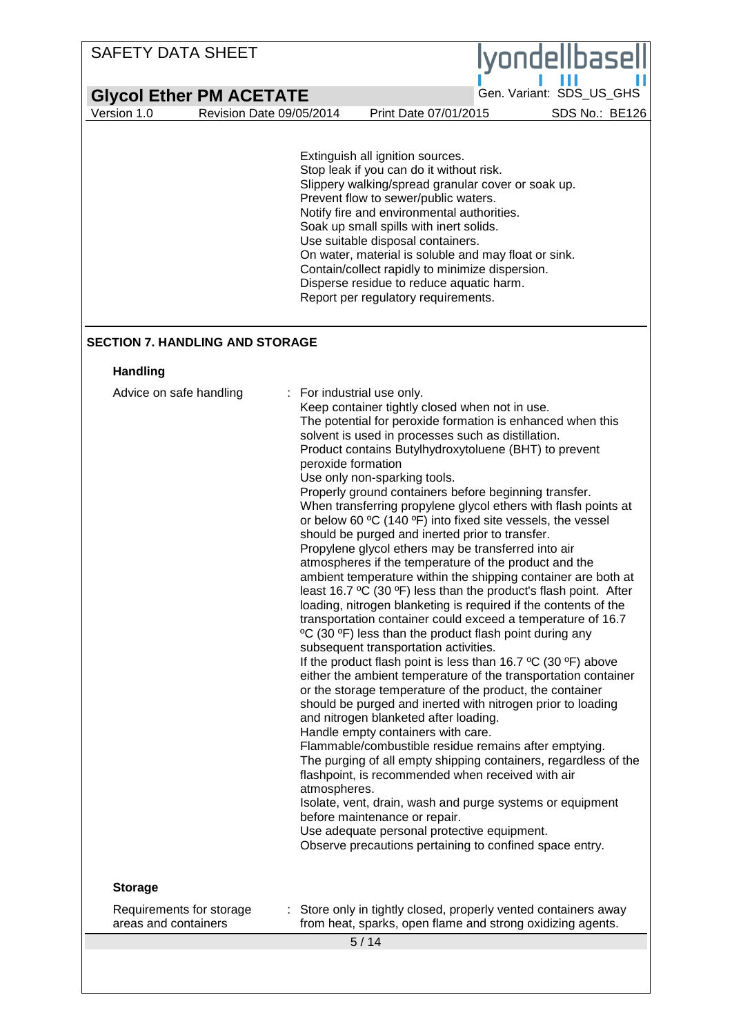Extinguish all ignition sources.
Stop leak if you can do it without risk.
Slippery walking/spread granular cover or soak up.
Prevent flow to sewer/public waters.
Notify fire and environmental authorities.
Soak up small spills with inert solids.
Use suitable disposal containers.
On water, material is soluble and may float or sink.
Contain/collect rapidly to minimize dispersion.
Disperse residue to reduce aquatic harm.
Report per regulatory requirements.

## SECTION 7. HANDLING AND STORAGE

### Handling

Advice on safe handling : For industrial use only.
Keep container tightly closed when not in use.
The potential for peroxide formation is enhanced when this solvent is used in processes such as distillation.
Product contains Butylhydroxytoluene (BHT) to prevent peroxide formation
Use only non-sparking tools.
Properly ground containers before beginning transfer.
When transferring propylene glycol ethers with flash points at or below 60 ºC (140 ºF) into fixed site vessels, the vessel should be purged and inerted prior to transfer.
Propylene glycol ethers may be transferred into air atmospheres if the temperature of the product and the ambient temperature within the shipping container are both at least 16.7 ºC (30 ºF) less than the product's flash point. After loading, nitrogen blanketing is required if the contents of the transportation container could exceed a temperature of 16.7 ºC (30 ºF) less than the product flash point during any subsequent transportation activities.
If the product flash point is less than 16.7 ºC (30 ºF) above either the ambient temperature of the transportation container or the storage temperature of the product, the container should be purged and inerted with nitrogen prior to loading and nitrogen blanketed after loading.
Handle empty containers with care.
Flammable/combustible residue remains after emptying.
The purging of all empty shipping containers, regardless of the flashpoint, is recommended when received with air atmospheres.
Isolate, vent, drain, wash and purge systems or equipment before maintenance or repair.
Use adequate personal protective equipment.
Observe precautions pertaining to confined space entry.

### Storage

Requirements for storage areas and containers : Store only in tightly closed, properly vented containers away from heat, sparks, open flame and strong oxidizing agents.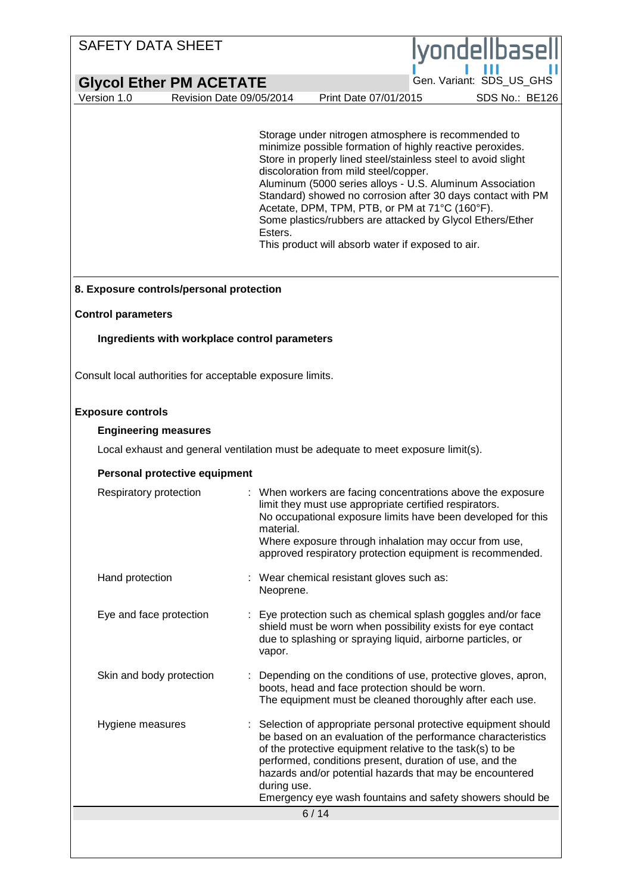Storage under nitrogen atmosphere is recommended to minimize possible formation of highly reactive peroxides. Store in properly lined steel/stainless steel to avoid slight discoloration from mild steel/copper.
Aluminum (5000 series alloys - U.S. Aluminum Association Standard) showed no corrosion after 30 days contact with PM Acetate, DPM, TPM, PTB, or PM at 71°C (160°F).
Some plastics/rubbers are attacked by Glycol Ethers/Ether Esters.
This product will absorb water if exposed to air.

## 8. Exposure controls/personal protection

### Control parameters

#### Ingredients with workplace control parameters

Consult local authorities for acceptable exposure limits.

### Exposure controls

#### Engineering measures

Local exhaust and general ventilation must be adequate to meet exposure limit(s).

#### Personal protective equipment

| | |
|---|---|
| Respiratory protection | : When workers are facing concentrations above the exposure limit they must use appropriate certified respirators. No occupational exposure limits have been developed for this material. Where exposure through inhalation may occur from use, approved respiratory protection equipment is recommended. |
| Hand protection | : Wear chemical resistant gloves such as: Neoprene. |
| Eye and face protection | : Eye protection such as chemical splash goggles and/or face shield must be worn when possibility exists for eye contact due to splashing or spraying liquid, airborne particles, or vapor. |
| Skin and body protection | : Depending on the conditions of use, protective gloves, apron, boots, head and face protection should be worn. The equipment must be cleaned thoroughly after each use. |
| Hygiene measures | : Selection of appropriate personal protective equipment should be based on an evaluation of the performance characteristics of the protective equipment relative to the task(s) to be performed, conditions present, duration of use, and the hazards and/or potential hazards that may be encountered during use. Emergency eye wash fountains and safety showers should be |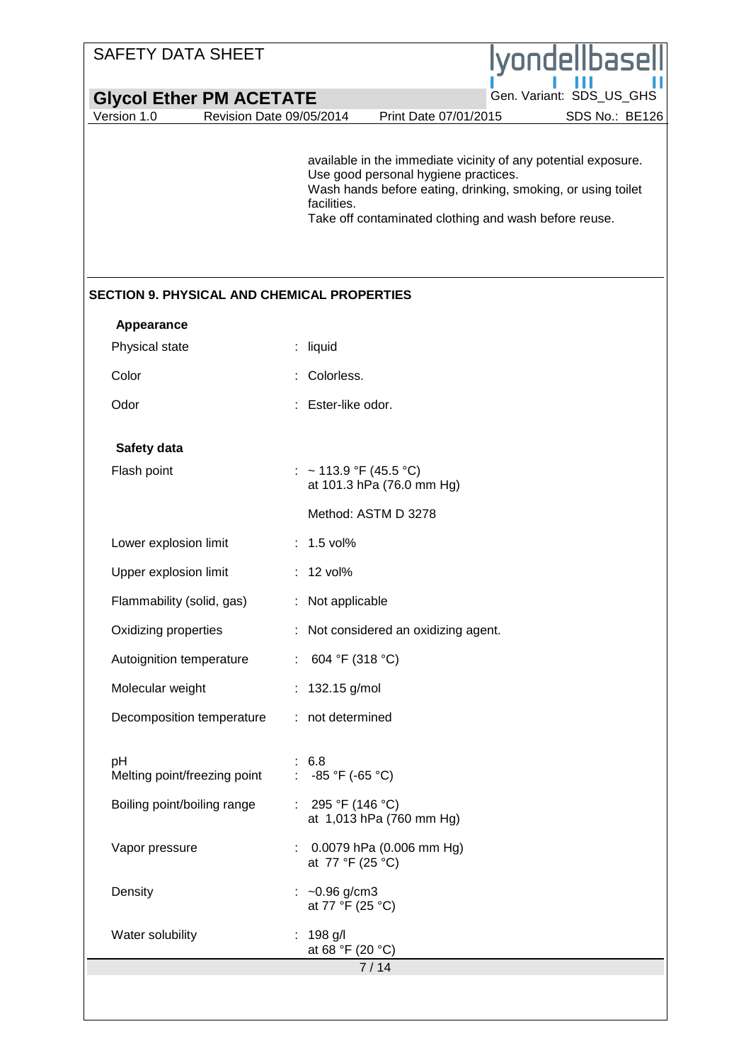available in the immediate vicinity of any potential exposure.
Use good personal hygiene practices.
Wash hands before eating, drinking, smoking, or using toilet facilities.
Take off contaminated clothing and wash before reuse.

## SECTION 9. PHYSICAL AND CHEMICAL PROPERTIES

### Appearance

| | |
|---|---|
| Physical state | : liquid |
| Color | : Colorless. |
| Odor | : Ester-like odor. |

### Safety data

| | |
|---|---|
| Flash point | : ~ 113.9 °F (45.5 °C) at 101.3 hPa (76.0 mm Hg)<br><br>Method: ASTM D 3278 |
| Lower explosion limit | : 1.5 vol% |
| Upper explosion limit | : 12 vol% |
| Flammability (solid, gas) | : Not applicable |
| Oxidizing properties | : Not considered an oxidizing agent. |
| Autoignition temperature | : 604 °F (318 °C) |
| Molecular weight | : 132.15 g/mol |
| Decomposition temperature | : not determined |
| pH | : 6.8 |
| Melting point/freezing point | : -85 °F (-65 °C) |
| Boiling point/boiling range | : 295 °F (146 °C) at 1,013 hPa (760 mm Hg) |
| Vapor pressure | : 0.0079 hPa (0.006 mm Hg) at 77 °F (25 °C) |
| Density | : ~0.96 g/cm3 at 77 °F (25 °C) |
| Water solubility | : 198 g/l at 68 °F (20 °C) |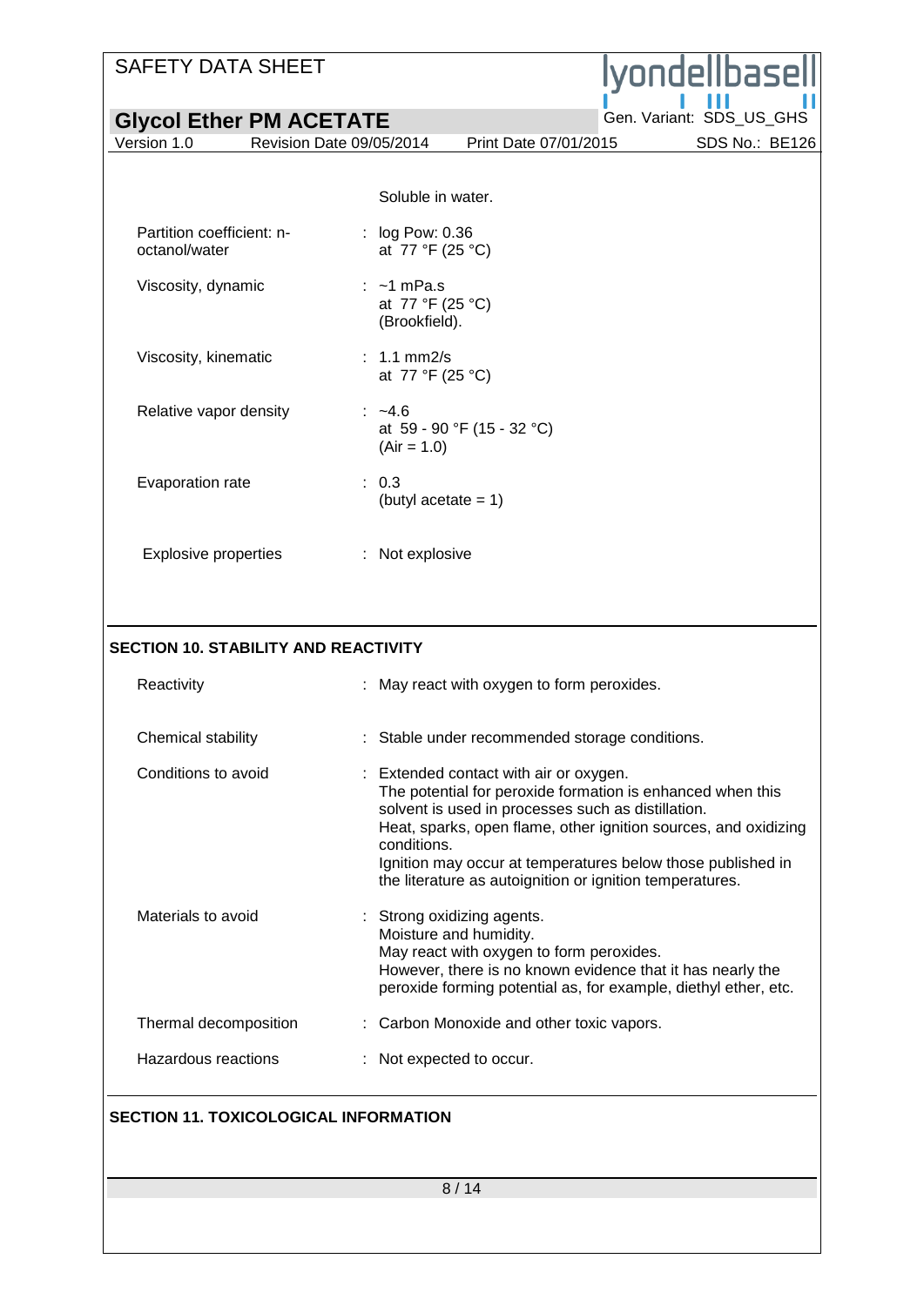| | | |
|---|---|---|
| | | Soluble in water. |
| Partition coefficient: n-octanol/water | : | log Pow: 0.36<br>at 77 °F (25 °C) |
| Viscosity, dynamic | : | ~1 mPa.s<br>at 77 °F (25 °C)<br>(Brookfield). |
| Viscosity, kinematic | : | 1.1 mm2/s<br>at 77 °F (25 °C) |
| Relative vapor density | : | ~4.6<br>at 59 - 90 °F (15 - 32 °C)<br>(Air = 1.0) |
| Evaporation rate | : | 0.3<br>(butyl acetate = 1) |
| Explosive properties | : | Not explosive |

## SECTION 10. STABILITY AND REACTIVITY

| | | |
|---|---|---|
| Reactivity | : | May react with oxygen to form peroxides. |
| Chemical stability | : | Stable under recommended storage conditions. |
| Conditions to avoid | : | Extended contact with air or oxygen.<br>The potential for peroxide formation is enhanced when this solvent is used in processes such as distillation.<br>Heat, sparks, open flame, other ignition sources, and oxidizing conditions.<br>Ignition may occur at temperatures below those published in the literature as autoignition or ignition temperatures. |
| Materials to avoid | : | Strong oxidizing agents.<br>Moisture and humidity.<br>May react with oxygen to form peroxides.<br>However, there is no known evidence that it has nearly the peroxide forming potential as, for example, diethyl ether, etc. |
| Thermal decomposition | : | Carbon Monoxide and other toxic vapors. |
| Hazardous reactions | : | Not expected to occur. |

## SECTION 11. TOXICOLOGICAL INFORMATION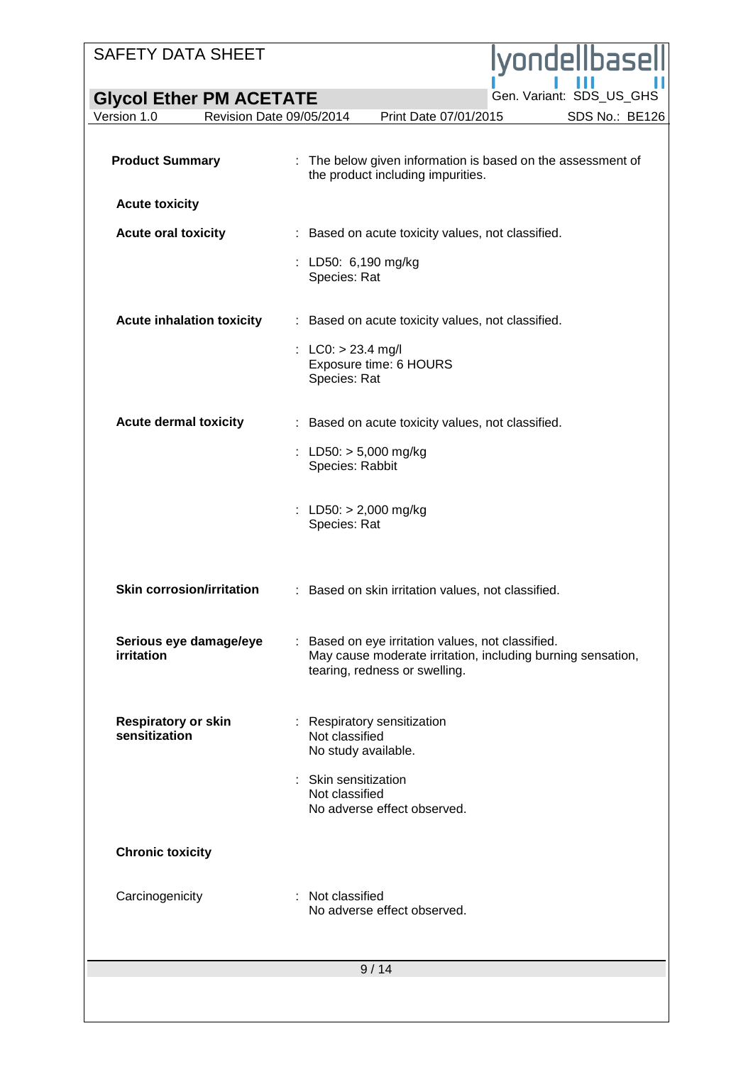**Product Summary** : The below given information is based on the assessment of the product including impurities.

**Acute toxicity**

**Acute oral toxicity** : Based on acute toxicity values, not classified.

: LD50: 6,190 mg/kg
Species: Rat

**Acute inhalation toxicity** : Based on acute toxicity values, not classified.

: LC0: > 23.4 mg/l
Exposure time: 6 HOURS
Species: Rat

**Acute dermal toxicity** : Based on acute toxicity values, not classified.

: LD50: > 5,000 mg/kg
Species: Rabbit

: LD50: > 2,000 mg/kg
Species: Rat

**Skin corrosion/irritation** : Based on skin irritation values, not classified.

**Serious eye damage/eye irritation** : Based on eye irritation values, not classified.
May cause moderate irritation, including burning sensation, tearing, redness or swelling.

**Respiratory or skin sensitization** : Respiratory sensitization
Not classified
No study available.

: Skin sensitization
Not classified
No adverse effect observed.

**Chronic toxicity**

Carcinogenicity : Not classified
No adverse effect observed.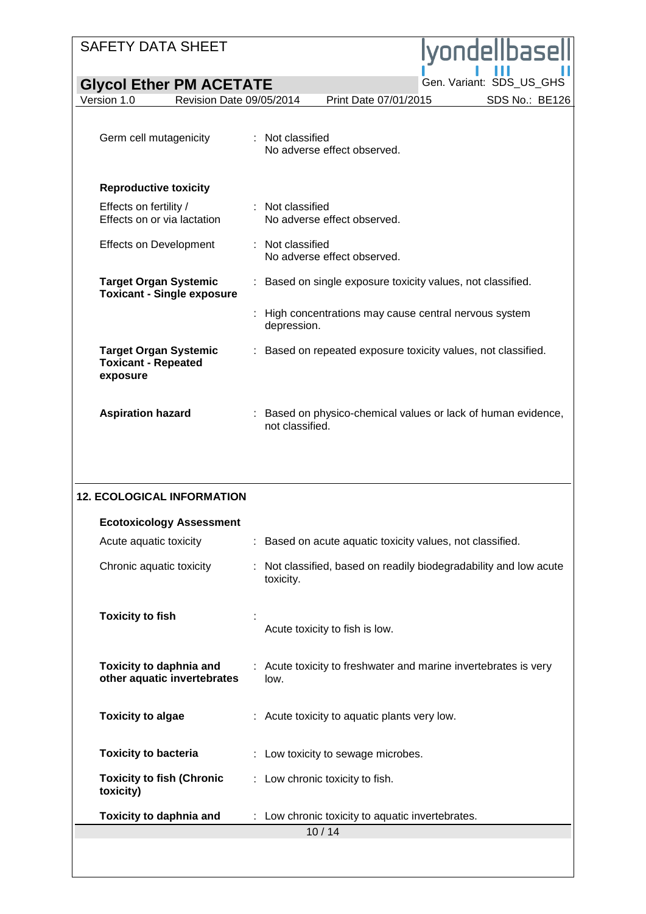| | |
|---|---|
| Germ cell mutagenicity | : Not classified<br>No adverse effect observed. |

**Reproductive toxicity**

| | |
|---|---|
| Effects on fertility /<br>Effects on or via lactation | : Not classified<br>No adverse effect observed. |
| Effects on Development | : Not classified<br>No adverse effect observed. |
| **Target Organ Systemic Toxicant - Single exposure** | : Based on single exposure toxicity values, not classified. |
| | : High concentrations may cause central nervous system depression. |
| **Target Organ Systemic Toxicant - Repeated exposure** | : Based on repeated exposure toxicity values, not classified. |
| **Aspiration hazard** | : Based on physico-chemical values or lack of human evidence, not classified. |

## 12. ECOLOGICAL INFORMATION

**Ecotoxicology Assessment**

| | |
|---|---|
| Acute aquatic toxicity | : Based on acute aquatic toxicity values, not classified. |
| Chronic aquatic toxicity | : Not classified, based on readily biodegradability and low acute toxicity. |
| **Toxicity to fish** | : <br>Acute toxicity to fish is low. |
| **Toxicity to daphnia and other aquatic invertebrates** | : Acute toxicity to freshwater and marine invertebrates is very low. |
| **Toxicity to algae** | : Acute toxicity to aquatic plants very low. |
| **Toxicity to bacteria** | : Low toxicity to sewage microbes. |
| **Toxicity to fish (Chronic toxicity)** | : Low chronic toxicity to fish. |
| **Toxicity to daphnia and** | : Low chronic toxicity to aquatic invertebrates. |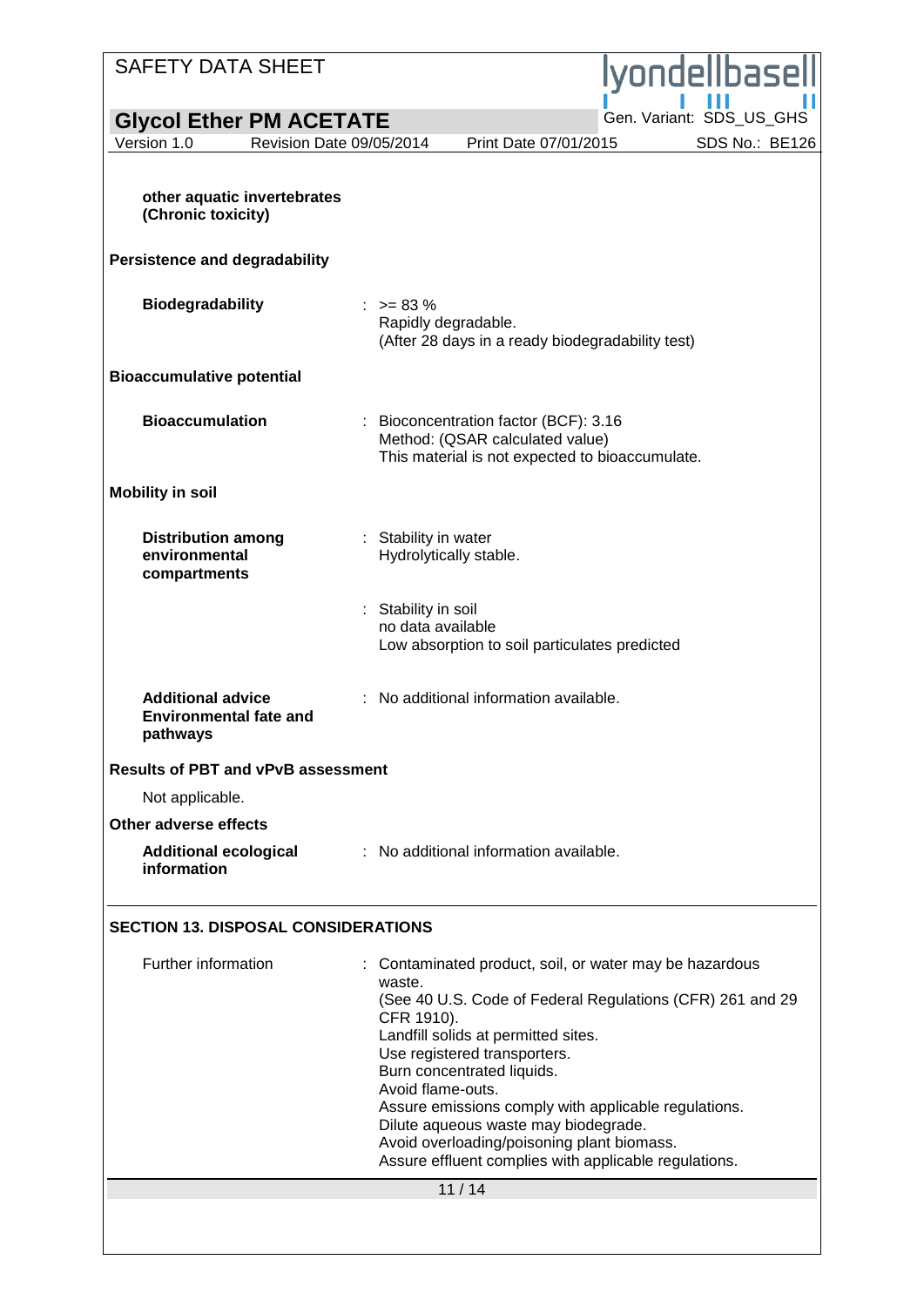**other aquatic invertebrates (Chronic toxicity)**

**Persistence and degradability**

| | |
|---|---|
| **Biodegradability** | : >= 83 %<br>Rapidly degradable.<br>(After 28 days in a ready biodegradability test) |

**Bioaccumulative potential**

| | |
|---|---|
| **Bioaccumulation** | : Bioconcentration factor (BCF): 3.16<br>Method: (QSAR calculated value)<br>This material is not expected to bioaccumulate. |

**Mobility in soil**

| | |
|---|---|
| **Distribution among environmental compartments** | : Stability in water<br>Hydrolytically stable. |
| | : Stability in soil<br>no data available<br>Low absorption to soil particulates predicted |
| **Additional advice Environmental fate and pathways** | : No additional information available. |

**Results of PBT and vPvB assessment**

Not applicable.

**Other adverse effects**

| | |
|---|---|
| **Additional ecological information** | : No additional information available. |

## SECTION 13. DISPOSAL CONSIDERATIONS

| | |
|---|---|
| Further information | : Contaminated product, soil, or water may be hazardous waste.<br>(See 40 U.S. Code of Federal Regulations (CFR) 261 and 29 CFR 1910).<br>Landfill solids at permitted sites.<br>Use registered transporters.<br>Burn concentrated liquids.<br>Avoid flame-outs.<br>Assure emissions comply with applicable regulations.<br>Dilute aqueous waste may biodegrade.<br>Avoid overloading/poisoning plant biomass.<br>Assure effluent complies with applicable regulations. |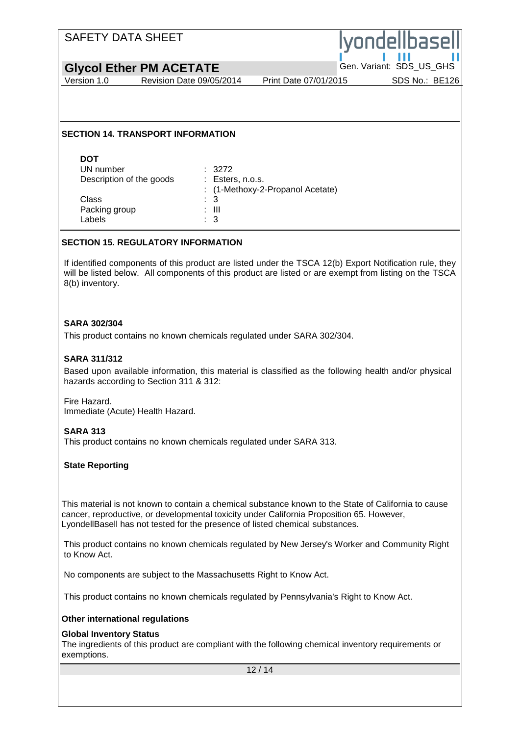## SECTION 14. TRANSPORT INFORMATION

**DOT**

| | |
|---|---|
| UN number | : 3272 |
| Description of the goods | : Esters, n.o.s. |
| | : (1-Methoxy-2-Propanol Acetate) |
| Class | : 3 |
| Packing group | : III |
| Labels | : 3 |

## SECTION 15. REGULATORY INFORMATION

If identified components of this product are listed under the TSCA 12(b) Export Notification rule, they will be listed below. All components of this product are listed or are exempt from listing on the TSCA 8(b) inventory.

**SARA 302/304**

This product contains no known chemicals regulated under SARA 302/304.

**SARA 311/312**

Based upon available information, this material is classified as the following health and/or physical hazards according to Section 311 & 312:

Fire Hazard.
Immediate (Acute) Health Hazard.

**SARA 313**

This product contains no known chemicals regulated under SARA 313.

**State Reporting**

This material is not known to contain a chemical substance known to the State of California to cause cancer, reproductive, or developmental toxicity under California Proposition 65. However, LyondellBasell has not tested for the presence of listed chemical substances.

This product contains no known chemicals regulated by New Jersey's Worker and Community Right to Know Act.

No components are subject to the Massachusetts Right to Know Act.

This product contains no known chemicals regulated by Pennsylvania's Right to Know Act.

**Other international regulations**

**Global Inventory Status**

The ingredients of this product are compliant with the following chemical inventory requirements or exemptions.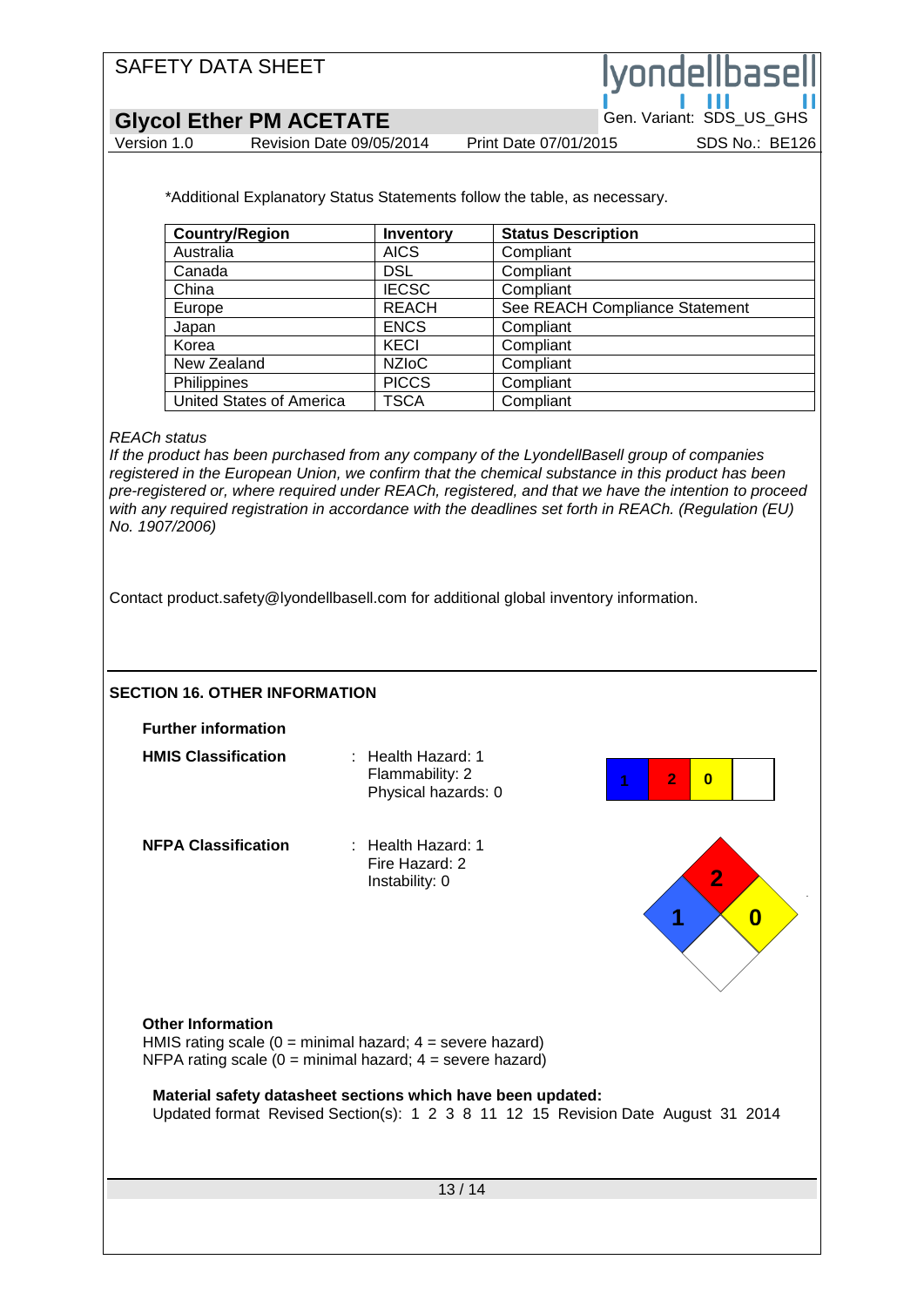*Additional Explanatory Status Statements follow the table, as necessary.

| Country/Region | Inventory | Status Description |
|---|---|---|
| Australia | AICS | Compliant |
| Canada | DSL | Compliant |
| China | IECSC | Compliant |
| Europe | REACH | See REACH Compliance Statement |
| Japan | ENCS | Compliant |
| Korea | KECI | Compliant |
| New Zealand | NZIoC | Compliant |
| Philippines | PICCS | Compliant |
| United States of America | TSCA | Compliant |

*REACh status*
*If the product has been purchased from any company of the LyondellBasell group of companies registered in the European Union, we confirm that the chemical substance in this product has been pre-registered or, where required under REACh, registered, and that we have the intention to proceed with any required registration in accordance with the deadlines set forth in REACh. (Regulation (EU) No. 1907/2006)*

Contact product.safety@lyondellbasell.com for additional global inventory information.

## SECTION 16. OTHER INFORMATION

**Further information**

**HMIS Classification** : Health Hazard: 1
Flammability: 2
Physical hazards: 0

| 1 | 2 | 0 | |
|---|---|---|---|

**NFPA Classification** : Health Hazard: 1
Fire Hazard: 2
Instability: 0

NFPA diamond: Health 1, Fire 2, Instability 0

**Other Information**
HMIS rating scale (0 = minimal hazard; 4 = severe hazard)
NFPA rating scale (0 = minimal hazard; 4 = severe hazard)

**Material safety datasheet sections which have been updated:**
Updated format Revised Section(s): 1 2 3 8 11 12 15 Revision Date August 31 2014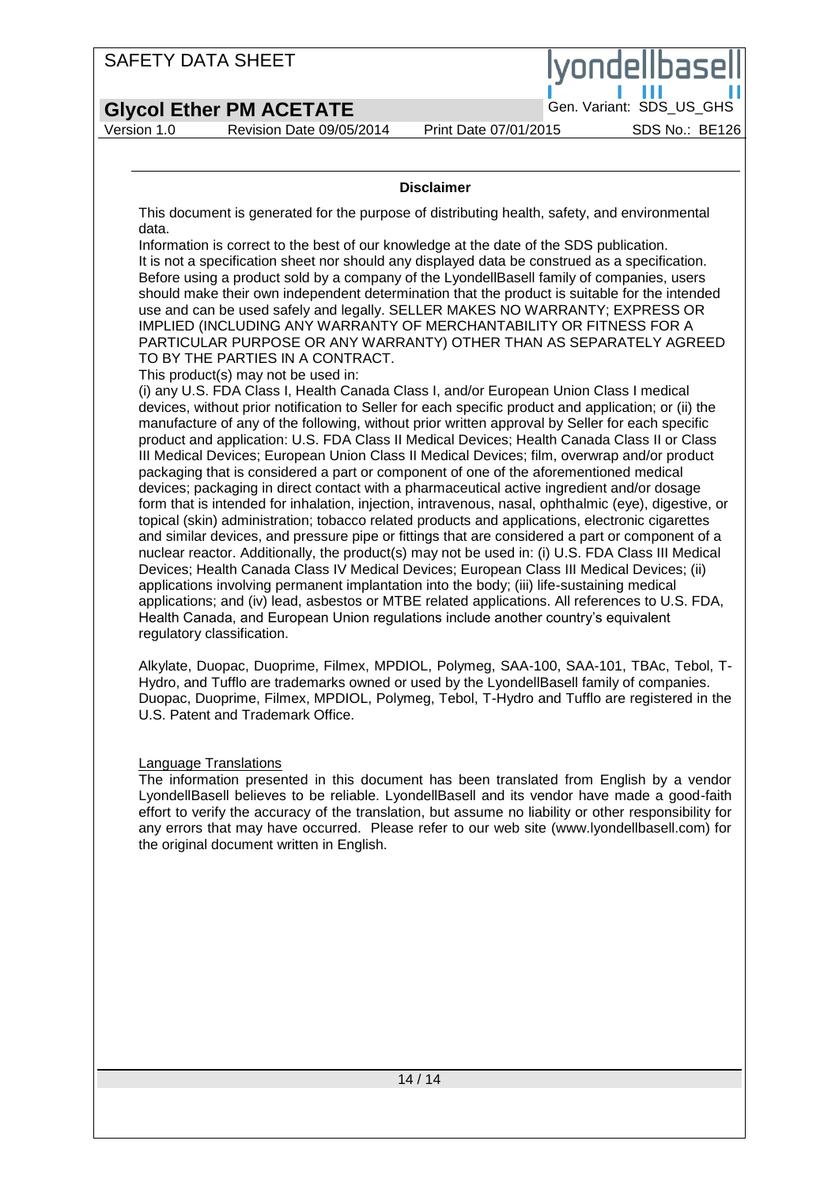**Disclaimer**

This document is generated for the purpose of distributing health, safety, and environmental data.
Information is correct to the best of our knowledge at the date of the SDS publication.
It is not a specification sheet nor should any displayed data be construed as a specification.
Before using a product sold by a company of the LyondellBasell family of companies, users should make their own independent determination that the product is suitable for the intended use and can be used safely and legally. SELLER MAKES NO WARRANTY; EXPRESS OR IMPLIED (INCLUDING ANY WARRANTY OF MERCHANTABILITY OR FITNESS FOR A PARTICULAR PURPOSE OR ANY WARRANTY) OTHER THAN AS SEPARATELY AGREED TO BY THE PARTIES IN A CONTRACT.
This product(s) may not be used in:
(i) any U.S. FDA Class I, Health Canada Class I, and/or European Union Class I medical devices, without prior notification to Seller for each specific product and application; or (ii) the manufacture of any of the following, without prior written approval by Seller for each specific product and application: U.S. FDA Class II Medical Devices; Health Canada Class II or Class III Medical Devices; European Union Class II Medical Devices; film, overwrap and/or product packaging that is considered a part or component of one of the aforementioned medical devices; packaging in direct contact with a pharmaceutical active ingredient and/or dosage form that is intended for inhalation, injection, intravenous, nasal, ophthalmic (eye), digestive, or topical (skin) administration; tobacco related products and applications, electronic cigarettes and similar devices, and pressure pipe or fittings that are considered a part or component of a nuclear reactor. Additionally, the product(s) may not be used in: (i) U.S. FDA Class III Medical Devices; Health Canada Class IV Medical Devices; European Class III Medical Devices; (ii) applications involving permanent implantation into the body; (iii) life-sustaining medical applications; and (iv) lead, asbestos or MTBE related applications. All references to U.S. FDA, Health Canada, and European Union regulations include another country's equivalent regulatory classification.

Alkylate, Duopac, Duoprime, Filmex, MPDIOL, Polymeg, SAA-100, SAA-101, TBAc, Tebol, T-Hydro, and Tufflo are trademarks owned or used by the LyondellBasell family of companies. Duopac, Duoprime, Filmex, MPDIOL, Polymeg, Tebol, T-Hydro and Tufflo are registered in the U.S. Patent and Trademark Office.

Language Translations

The information presented in this document has been translated from English by a vendor LyondellBasell believes to be reliable. LyondellBasell and its vendor have made a good-faith effort to verify the accuracy of the translation, but assume no liability or other responsibility for any errors that may have occurred. Please refer to our web site (www.lyondellbasell.com) for the original document written in English.